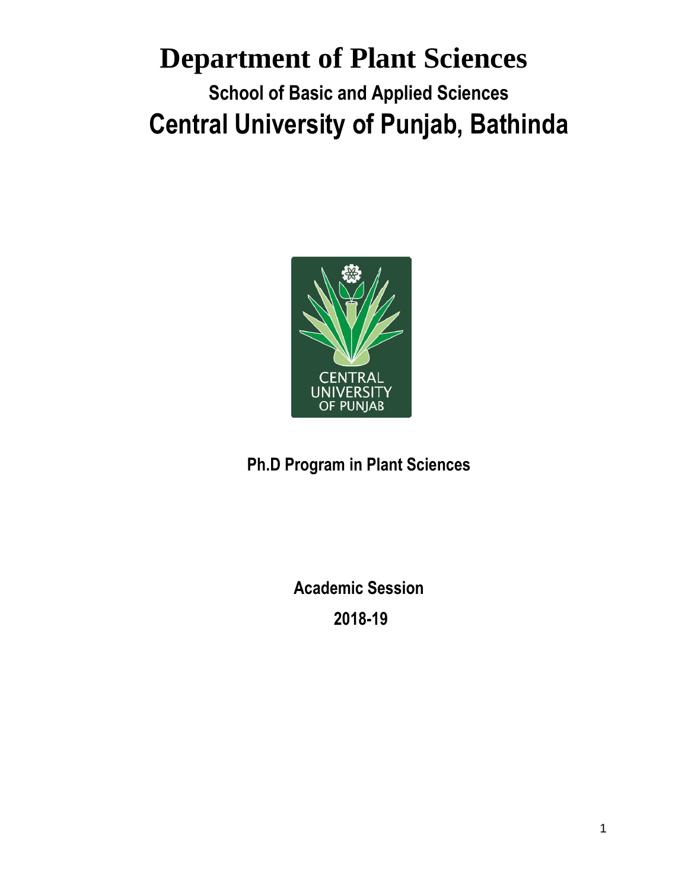# Department of Plant Sciences

## School of Basic and Applied Sciences

## Central University of Punjab, Bathinda

**Ph.D Program in Plant Sciences**

**Academic Session**

**2018-19**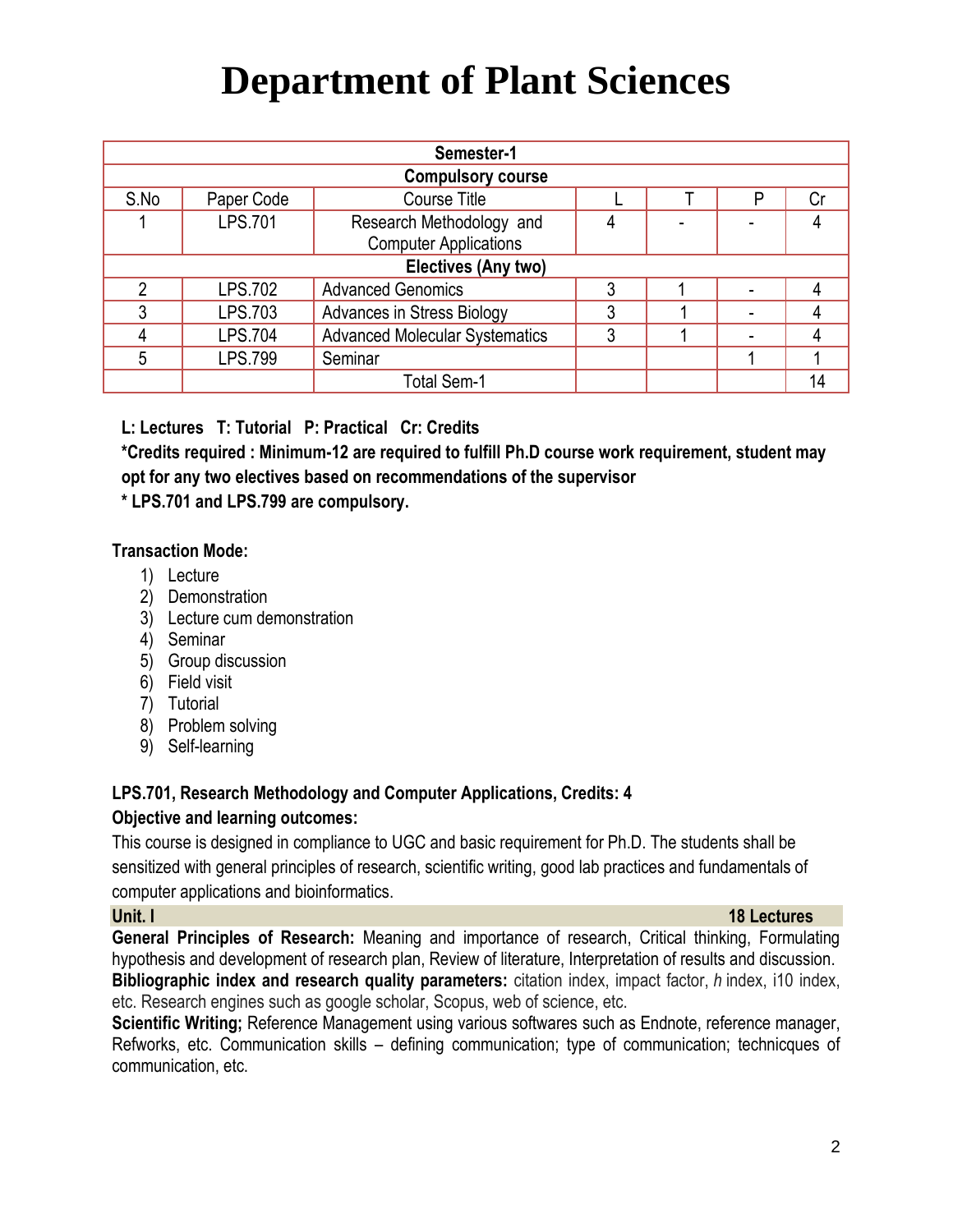# Department of Plant Sciences

| Semester-1 | | | | | | |
|---|---|---|---|---|---|---|
| **Compulsory course** | | | | | | |
| S.No | Paper Code | Course Title | L | T | P | Cr |
| 1 | LPS.701 | Research Methodology and Computer Applications | 4 | - | - | 4 |
| **Electives (Any two)** | | | | | | |
| 2 | LPS.702 | Advanced Genomics | 3 | 1 | - | 4 |
| 3 | LPS.703 | Advances in Stress Biology | 3 | 1 | - | 4 |
| 4 | LPS.704 | Advanced Molecular Systematics | 3 | 1 | - | 4 |
| 5 | LPS.799 | Seminar | | | 1 | 1 |
| | | Total Sem-1 | | | | 14 |

**L: Lectures T: Tutorial P: Practical Cr: Credits**

**\*Credits required : Minimum-12 are required to fulfill Ph.D course work requirement, student may opt for any two electives based on recommendations of the supervisor**

**\* LPS.701 and LPS.799 are compulsory.**

**Transaction Mode:**

1) Lecture
2) Demonstration
3) Lecture cum demonstration
4) Seminar
5) Group discussion
6) Field visit
7) Tutorial
8) Problem solving
9) Self-learning

**LPS.701, Research Methodology and Computer Applications, Credits: 4**

**Objective and learning outcomes:**

This course is designed in compliance to UGC and basic requirement for Ph.D. The students shall be sensitized with general principles of research, scientific writing, good lab practices and fundamentals of computer applications and bioinformatics.

**Unit. I** **18 Lectures**

**General Principles of Research:** Meaning and importance of research, Critical thinking, Formulating hypothesis and development of research plan, Review of literature, Interpretation of results and discussion.

**Bibliographic index and research quality parameters:** citation index, impact factor, *h* index, i10 index, etc. Research engines such as google scholar, Scopus, web of science, etc.

**Scientific Writing;** Reference Management using various softwares such as Endnote, reference manager, Refworks, etc. Communication skills – defining communication; type of communication; technicques of communication, etc.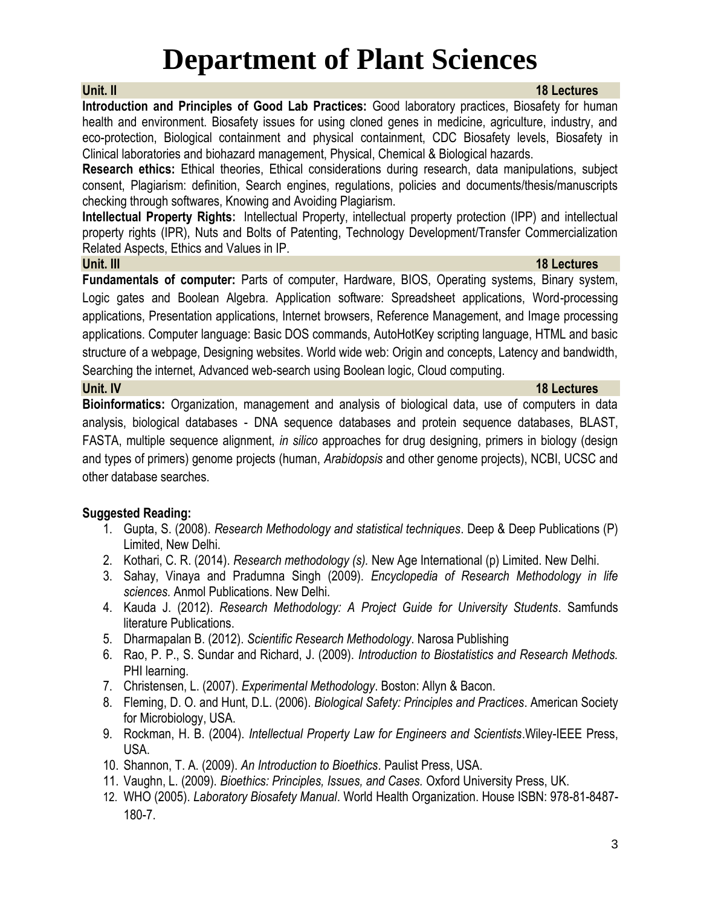# Department of Plant Sciences

**Unit. II** **18 Lectures**

**Introduction and Principles of Good Lab Practices:** Good laboratory practices, Biosafety for human health and environment. Biosafety issues for using cloned genes in medicine, agriculture, industry, and eco-protection, Biological containment and physical containment, CDC Biosafety levels, Biosafety in Clinical laboratories and biohazard management, Physical, Chemical & Biological hazards.

**Research ethics:** Ethical theories, Ethical considerations during research, data manipulations, subject consent, Plagiarism: definition, Search engines, regulations, policies and documents/thesis/manuscripts checking through softwares, Knowing and Avoiding Plagiarism.

**Intellectual Property Rights:** Intellectual Property, intellectual property protection (IPP) and intellectual property rights (IPR), Nuts and Bolts of Patenting, Technology Development/Transfer Commercialization Related Aspects, Ethics and Values in IP.

**Unit. III** **18 Lectures**

**Fundamentals of computer:** Parts of computer, Hardware, BIOS, Operating systems, Binary system, Logic gates and Boolean Algebra. Application software: Spreadsheet applications, Word-processing applications, Presentation applications, Internet browsers, Reference Management, and Image processing applications. Computer language: Basic DOS commands, AutoHotKey scripting language, HTML and basic structure of a webpage, Designing websites. World wide web: Origin and concepts, Latency and bandwidth, Searching the internet, Advanced web-search using Boolean logic, Cloud computing.

**Unit. IV** **18 Lectures**

**Bioinformatics:** Organization, management and analysis of biological data, use of computers in data analysis, biological databases - DNA sequence databases and protein sequence databases, BLAST, FASTA, multiple sequence alignment, *in silico* approaches for drug designing, primers in biology (design and types of primers) genome projects (human, *Arabidopsis* and other genome projects), NCBI, UCSC and other database searches.

**Suggested Reading:**

1. Gupta, S. (2008). *Research Methodology and statistical techniques*. Deep & Deep Publications (P) Limited, New Delhi.
2. Kothari, C. R. (2014). *Research methodology (s).* New Age International (p) Limited. New Delhi.
3. Sahay, Vinaya and Pradumna Singh (2009). *Encyclopedia of Research Methodology in life sciences.* Anmol Publications. New Delhi.
4. Kauda J. (2012). *Research Methodology: A Project Guide for University Students*. Samfunds literature Publications.
5. Dharmapalan B. (2012). *Scientific Research Methodology*. Narosa Publishing
6. Rao, P. P., S. Sundar and Richard, J. (2009). *Introduction to Biostatistics and Research Methods.* PHI learning.
7. Christensen, L. (2007). *Experimental Methodology*. Boston: Allyn & Bacon.
8. Fleming, D. O. and Hunt, D.L. (2006). *Biological Safety: Principles and Practices*. American Society for Microbiology, USA.
9. Rockman, H. B. (2004). *Intellectual Property Law for Engineers and Scientists*.Wiley-IEEE Press, USA.
10. Shannon, T. A. (2009). *An Introduction to Bioethics*. Paulist Press, USA.
11. Vaughn, L. (2009). *Bioethics: Principles, Issues, and Cases.* Oxford University Press, UK.
12. WHO (2005). *Laboratory Biosafety Manual*. World Health Organization. House ISBN: 978-81-8487-180-7.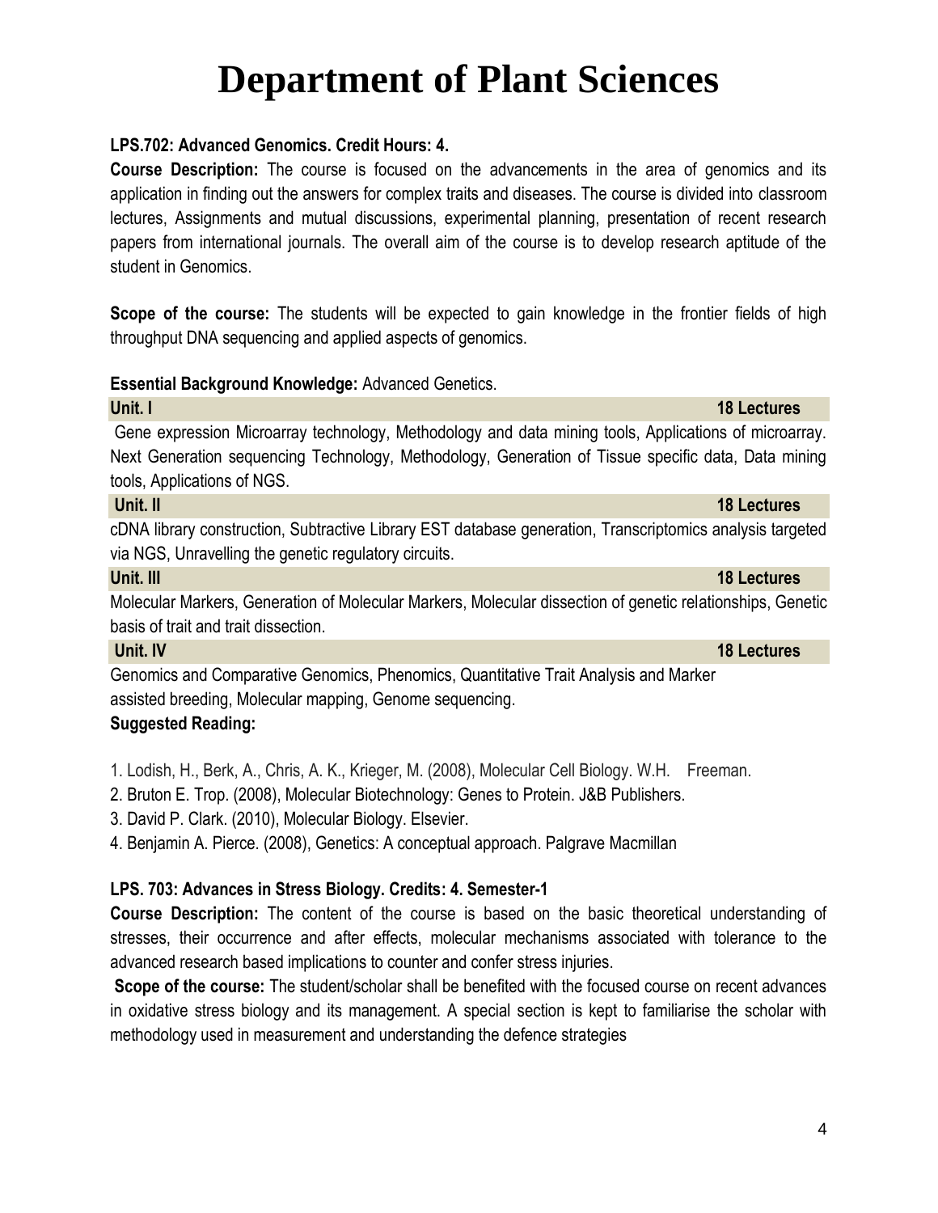# Department of Plant Sciences

**LPS.702: Advanced Genomics. Credit Hours: 4.**

**Course Description:** The course is focused on the advancements in the area of genomics and its application in finding out the answers for complex traits and diseases. The course is divided into classroom lectures, Assignments and mutual discussions, experimental planning, presentation of recent research papers from international journals. The overall aim of the course is to develop research aptitude of the student in Genomics.

**Scope of the course:** The students will be expected to gain knowledge in the frontier fields of high throughput DNA sequencing and applied aspects of genomics.

**Essential Background Knowledge:** Advanced Genetics.

**Unit. I** — **18 Lectures**

Gene expression Microarray technology, Methodology and data mining tools, Applications of microarray. Next Generation sequencing Technology, Methodology, Generation of Tissue specific data, Data mining tools, Applications of NGS.

**Unit. II** — **18 Lectures**

cDNA library construction, Subtractive Library EST database generation, Transcriptomics analysis targeted via NGS, Unravelling the genetic regulatory circuits.

**Unit. III** — **18 Lectures**

Molecular Markers, Generation of Molecular Markers, Molecular dissection of genetic relationships, Genetic basis of trait and trait dissection.

**Unit. IV** — **18 Lectures**

Genomics and Comparative Genomics, Phenomics, Quantitative Trait Analysis and Marker assisted breeding, Molecular mapping, Genome sequencing.

**Suggested Reading:**

1. Lodish, H., Berk, A., Chris, A. K., Krieger, M. (2008), Molecular Cell Biology. W.H. Freeman.
2. Bruton E. Trop. (2008), Molecular Biotechnology: Genes to Protein. J&B Publishers.
3. David P. Clark. (2010), Molecular Biology. Elsevier.
4. Benjamin A. Pierce. (2008), Genetics: A conceptual approach. Palgrave Macmillan

**LPS. 703: Advances in Stress Biology. Credits: 4. Semester-1**

**Course Description:** The content of the course is based on the basic theoretical understanding of stresses, their occurrence and after effects, molecular mechanisms associated with tolerance to the advanced research based implications to counter and confer stress injuries.

**Scope of the course:** The student/scholar shall be benefited with the focused course on recent advances in oxidative stress biology and its management. A special section is kept to familiarise the scholar with methodology used in measurement and understanding the defence strategies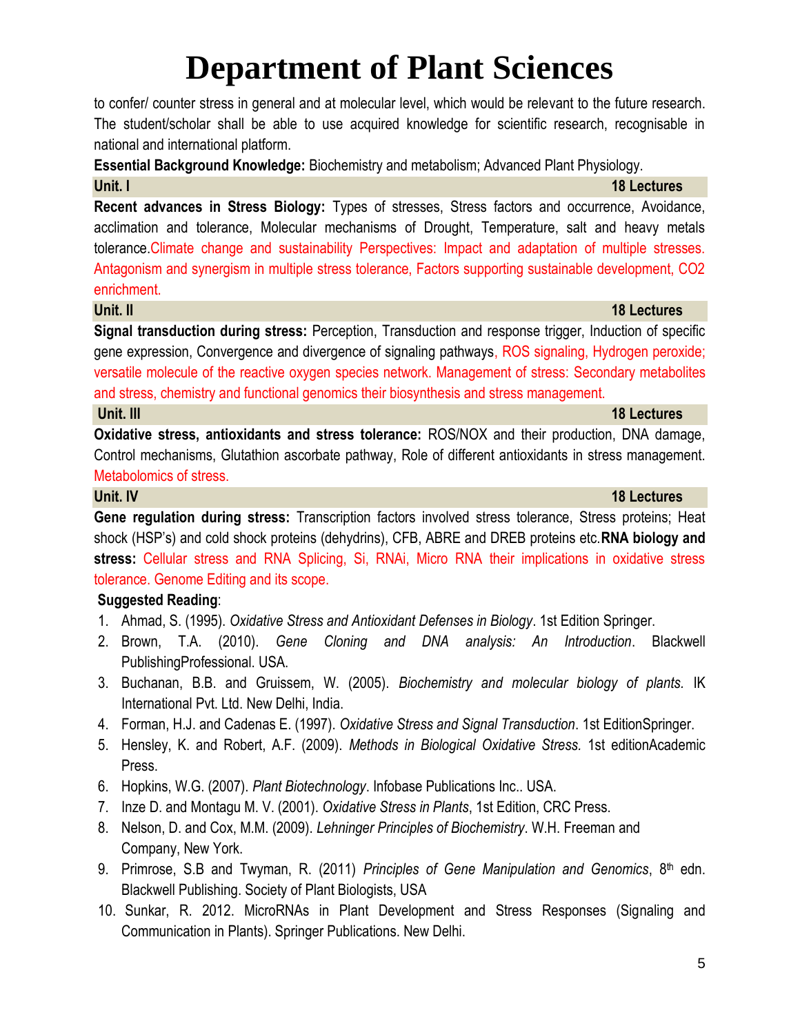to confer/ counter stress in general and at molecular level, which would be relevant to the future research. The student/scholar shall be able to use acquired knowledge for scientific research, recognisable in national and international platform.

**Essential Background Knowledge:** Biochemistry and metabolism; Advanced Plant Physiology.

**Unit. I** **18 Lectures**

**Recent advances in Stress Biology:** Types of stresses, Stress factors and occurrence, Avoidance, acclimation and tolerance, Molecular mechanisms of Drought, Temperature, salt and heavy metals tolerance.Climate change and sustainability Perspectives: Impact and adaptation of multiple stresses. Antagonism and synergism in multiple stress tolerance, Factors supporting sustainable development, CO2 enrichment.

**Unit. II** **18 Lectures**

**Signal transduction during stress:** Perception, Transduction and response trigger, Induction of specific gene expression, Convergence and divergence of signaling pathways, ROS signaling, Hydrogen peroxide; versatile molecule of the reactive oxygen species network. Management of stress: Secondary metabolites and stress, chemistry and functional genomics their biosynthesis and stress management.

**Unit. III** **18 Lectures**

**Oxidative stress, antioxidants and stress tolerance:** ROS/NOX and their production, DNA damage, Control mechanisms, Glutathion ascorbate pathway, Role of different antioxidants in stress management. Metabolomics of stress.

**Unit. IV** **18 Lectures**

**Gene regulation during stress:** Transcription factors involved stress tolerance, Stress proteins; Heat shock (HSP's) and cold shock proteins (dehydrins), CFB, ABRE and DREB proteins etc.**RNA biology and stress:** Cellular stress and RNA Splicing, Si, RNAi, Micro RNA their implications in oxidative stress tolerance. Genome Editing and its scope.

**Suggested Reading**:

1. Ahmad, S. (1995). *Oxidative Stress and Antioxidant Defenses in Biology*. 1st Edition Springer.
2. Brown, T.A. (2010). *Gene Cloning and DNA analysis: An Introduction*. Blackwell PublishingProfessional. USA.
3. Buchanan, B.B. and Gruissem, W. (2005). *Biochemistry and molecular biology of plants.* IK International Pvt. Ltd. New Delhi, India.
4. Forman, H.J. and Cadenas E. (1997). *Oxidative Stress and Signal Transduction*. 1st EditionSpringer.
5. Hensley, K. and Robert, A.F. (2009). *Methods in Biological Oxidative Stress.* 1st editionAcademic Press.
6. Hopkins, W.G. (2007). *Plant Biotechnology*. Infobase Publications Inc.. USA.
7. Inze D. and Montagu M. V. (2001). *Oxidative Stress in Plants*, 1st Edition, CRC Press.
8. Nelson, D. and Cox, M.M. (2009). *Lehninger Principles of Biochemistry*. W.H. Freeman and Company, New York.
9. Primrose, S.B and Twyman, R. (2011) *Principles of Gene Manipulation and Genomics*, 8th edn. Blackwell Publishing. Society of Plant Biologists, USA
10. Sunkar, R. 2012. MicroRNAs in Plant Development and Stress Responses (Signaling and Communication in Plants). Springer Publications. New Delhi.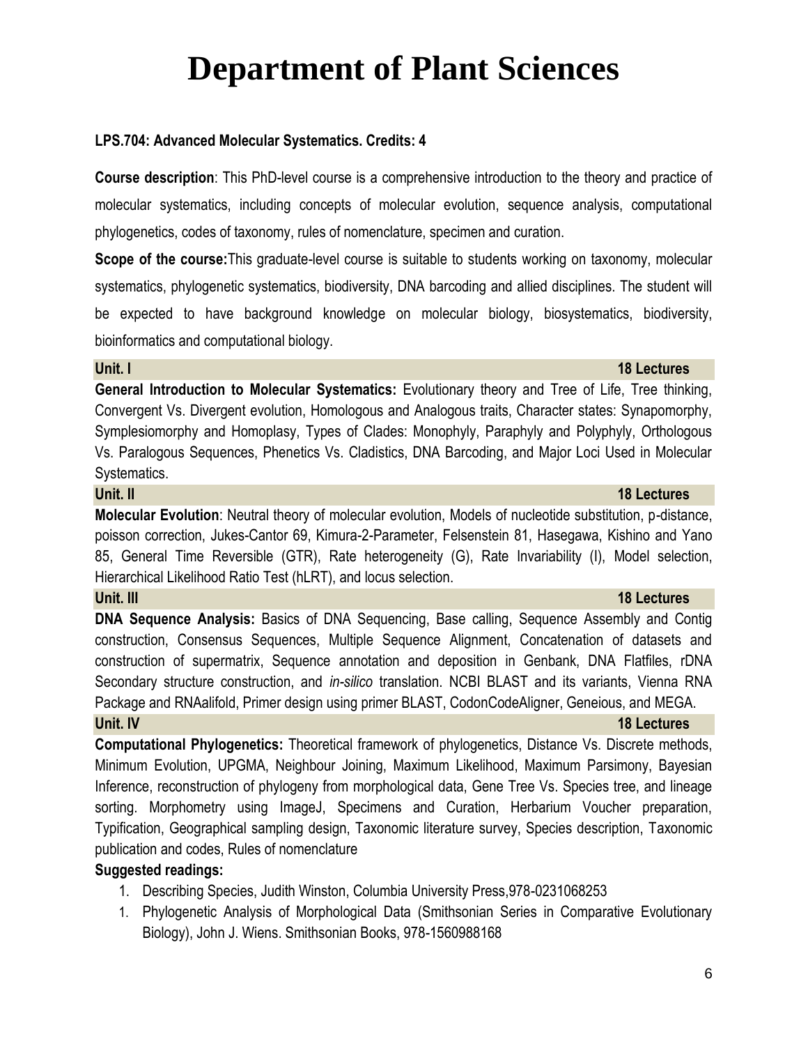# Department of Plant Sciences

**LPS.704: Advanced Molecular Systematics. Credits: 4**

**Course description**: This PhD-level course is a comprehensive introduction to the theory and practice of molecular systematics, including concepts of molecular evolution, sequence analysis, computational phylogenetics, codes of taxonomy, rules of nomenclature, specimen and curation.

**Scope of the course:**This graduate-level course is suitable to students working on taxonomy, molecular systematics, phylogenetic systematics, biodiversity, DNA barcoding and allied disciplines. The student will be expected to have background knowledge on molecular biology, biosystematics, biodiversity, bioinformatics and computational biology.

**Unit. I** **18 Lectures**

**General Introduction to Molecular Systematics:** Evolutionary theory and Tree of Life, Tree thinking, Convergent Vs. Divergent evolution, Homologous and Analogous traits, Character states: Synapomorphy, Symplesiomorphy and Homoplasy, Types of Clades: Monophyly, Paraphyly and Polyphyly, Orthologous Vs. Paralogous Sequences, Phenetics Vs. Cladistics, DNA Barcoding, and Major Loci Used in Molecular Systematics.

**Unit. II** **18 Lectures**

**Molecular Evolution**: Neutral theory of molecular evolution, Models of nucleotide substitution, p-distance, poisson correction, Jukes-Cantor 69, Kimura-2-Parameter, Felsenstein 81, Hasegawa, Kishino and Yano 85, General Time Reversible (GTR), Rate heterogeneity (G), Rate Invariability (I), Model selection, Hierarchical Likelihood Ratio Test (hLRT), and locus selection.

**Unit. III** **18 Lectures**

**DNA Sequence Analysis:** Basics of DNA Sequencing, Base calling, Sequence Assembly and Contig construction, Consensus Sequences, Multiple Sequence Alignment, Concatenation of datasets and construction of supermatrix, Sequence annotation and deposition in Genbank, DNA Flatfiles, rDNA Secondary structure construction, and *in-silico* translation. NCBI BLAST and its variants, Vienna RNA Package and RNAalifold, Primer design using primer BLAST, CodonCodeAligner, Geneious, and MEGA.

**Unit. IV** **18 Lectures**

**Computational Phylogenetics:** Theoretical framework of phylogenetics, Distance Vs. Discrete methods, Minimum Evolution, UPGMA, Neighbour Joining, Maximum Likelihood, Maximum Parsimony, Bayesian Inference, reconstruction of phylogeny from morphological data, Gene Tree Vs. Species tree, and lineage sorting. Morphometry using ImageJ, Specimens and Curation, Herbarium Voucher preparation, Typification, Geographical sampling design, Taxonomic literature survey, Species description, Taxonomic publication and codes, Rules of nomenclature

**Suggested readings:**

1. Describing Species, Judith Winston, Columbia University Press,978-0231068253
1. Phylogenetic Analysis of Morphological Data (Smithsonian Series in Comparative Evolutionary Biology), John J. Wiens. Smithsonian Books, 978-1560988168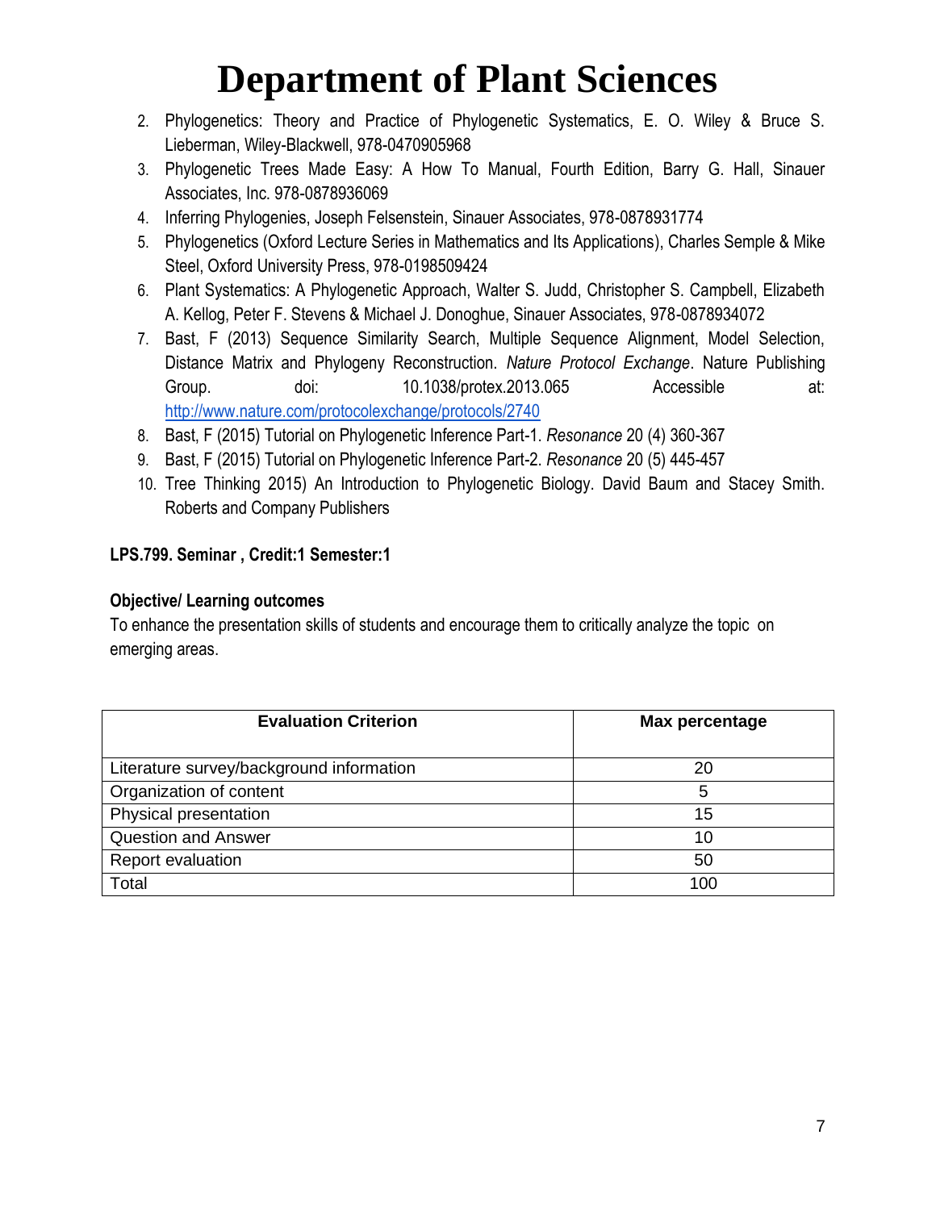# Department of Plant Sciences

2. Phylogenetics: Theory and Practice of Phylogenetic Systematics, E. O. Wiley & Bruce S. Lieberman, Wiley-Blackwell, 978-0470905968
3. Phylogenetic Trees Made Easy: A How To Manual, Fourth Edition, Barry G. Hall, Sinauer Associates, Inc. 978-0878936069
4. Inferring Phylogenies, Joseph Felsenstein, Sinauer Associates, 978-0878931774
5. Phylogenetics (Oxford Lecture Series in Mathematics and Its Applications), Charles Semple & Mike Steel, Oxford University Press, 978-0198509424
6. Plant Systematics: A Phylogenetic Approach, Walter S. Judd, Christopher S. Campbell, Elizabeth A. Kellog, Peter F. Stevens & Michael J. Donoghue, Sinauer Associates, 978-0878934072
7. Bast, F (2013) Sequence Similarity Search, Multiple Sequence Alignment, Model Selection, Distance Matrix and Phylogeny Reconstruction. *Nature Protocol Exchange*. Nature Publishing Group. doi: 10.1038/protex.2013.065 Accessible at: http://www.nature.com/protocolexchange/protocols/2740
8. Bast, F (2015) Tutorial on Phylogenetic Inference Part-1. *Resonance* 20 (4) 360-367
9. Bast, F (2015) Tutorial on Phylogenetic Inference Part-2. *Resonance* 20 (5) 445-457
10. Tree Thinking 2015) An Introduction to Phylogenetic Biology. David Baum and Stacey Smith. Roberts and Company Publishers

**LPS.799. Seminar , Credit:1 Semester:1**

**Objective/ Learning outcomes**

To enhance the presentation skills of students and encourage them to critically analyze the topic on emerging areas.

| Evaluation Criterion | Max percentage |
|---|---|
| Literature survey/background information | 20 |
| Organization of content | 5 |
| Physical presentation | 15 |
| Question and Answer | 10 |
| Report evaluation | 50 |
| Total | 100 |